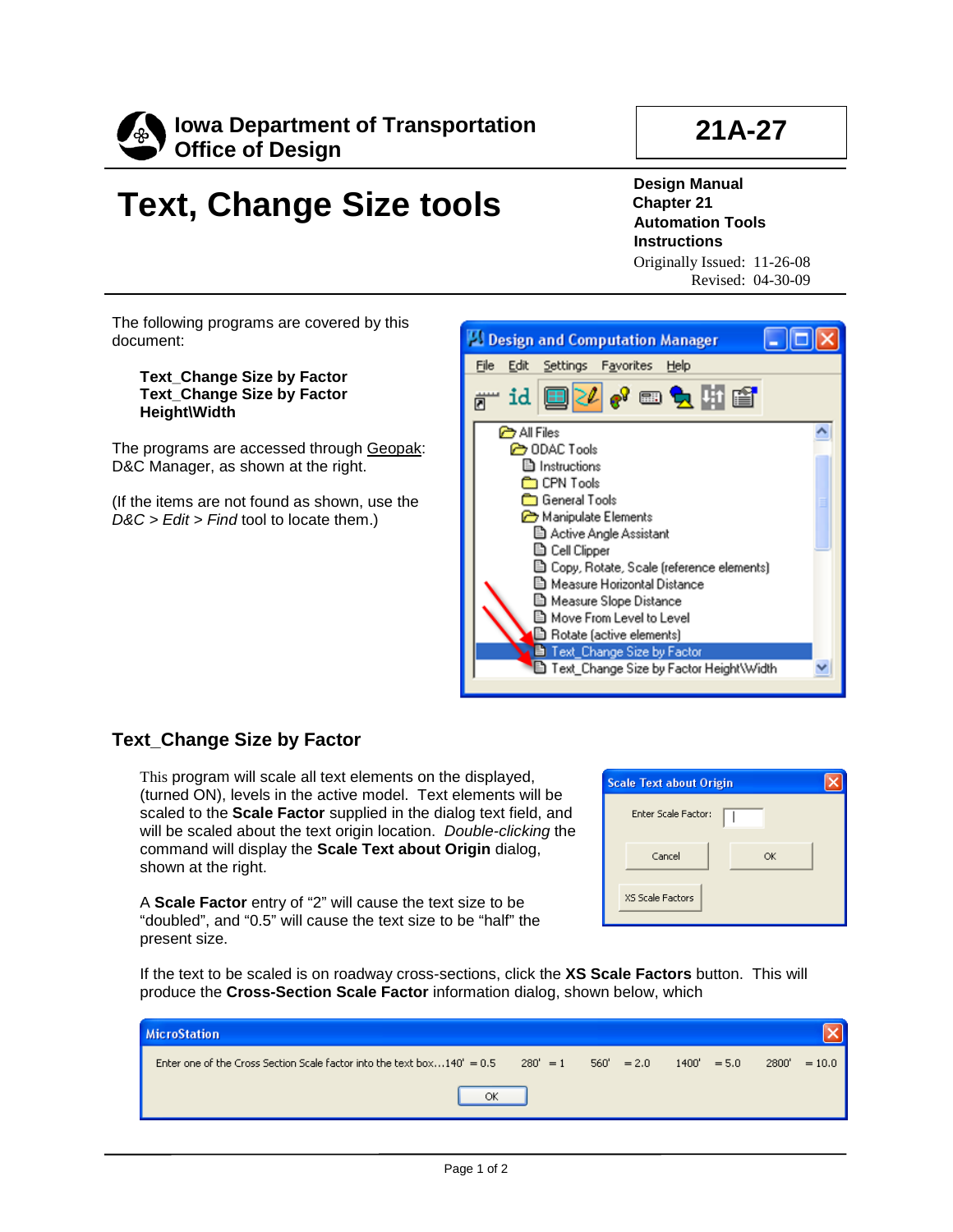**Iowa Department of Transportation**
**Office of Design**

**21A-27**

# Text, Change Size tools

**Design Manual**
**Chapter 21**
**Automation Tools**
**Instructions**
Originally Issued: 11-26-08
Revised: 04-30-09

The following programs are covered by this document:

**Text_Change Size by Factor**
**Text_Change Size by Factor Height\Width**

The programs are accessed through Geopak: D&C Manager, as shown at the right.

(If the items are not found as shown, use the *D&C > Edit > Find* tool to locate them.)

## Text_Change Size by Factor

This program will scale all text elements on the displayed, (turned ON), levels in the active model. Text elements will be scaled to the **Scale Factor** supplied in the dialog text field, and will be scaled about the text origin location. *Double-clicking* the command will display the **Scale Text about Origin** dialog, shown at the right.

A **Scale Factor** entry of “2” will cause the text size to be “doubled”, and “0.5” will cause the text size to be “half” the present size.

If the text to be scaled is on roadway cross-sections, click the **XS Scale Factors** button. This will produce the **Cross-Section Scale Factor** information dialog, shown below, which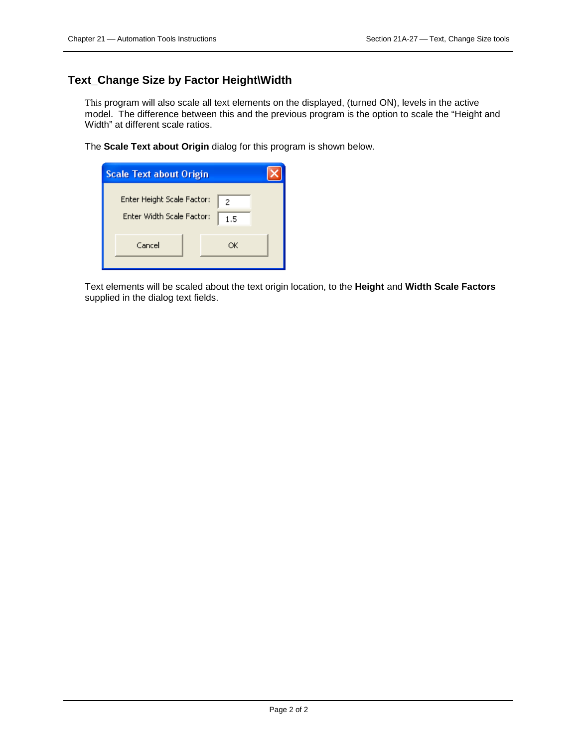## Text_Change Size by Factor Height\Width

This program will also scale all text elements on the displayed, (turned ON), levels in the active model. The difference between this and the previous program is the option to scale the "Height and Width" at different scale ratios.

The **Scale Text about Origin** dialog for this program is shown below.

Scale Text about Origin

Enter Height Scale Factor: 2

Enter Width Scale Factor: 1.5

Cancel OK

Text elements will be scaled about the text origin location, to the **Height** and **Width Scale Factors** supplied in the dialog text fields.